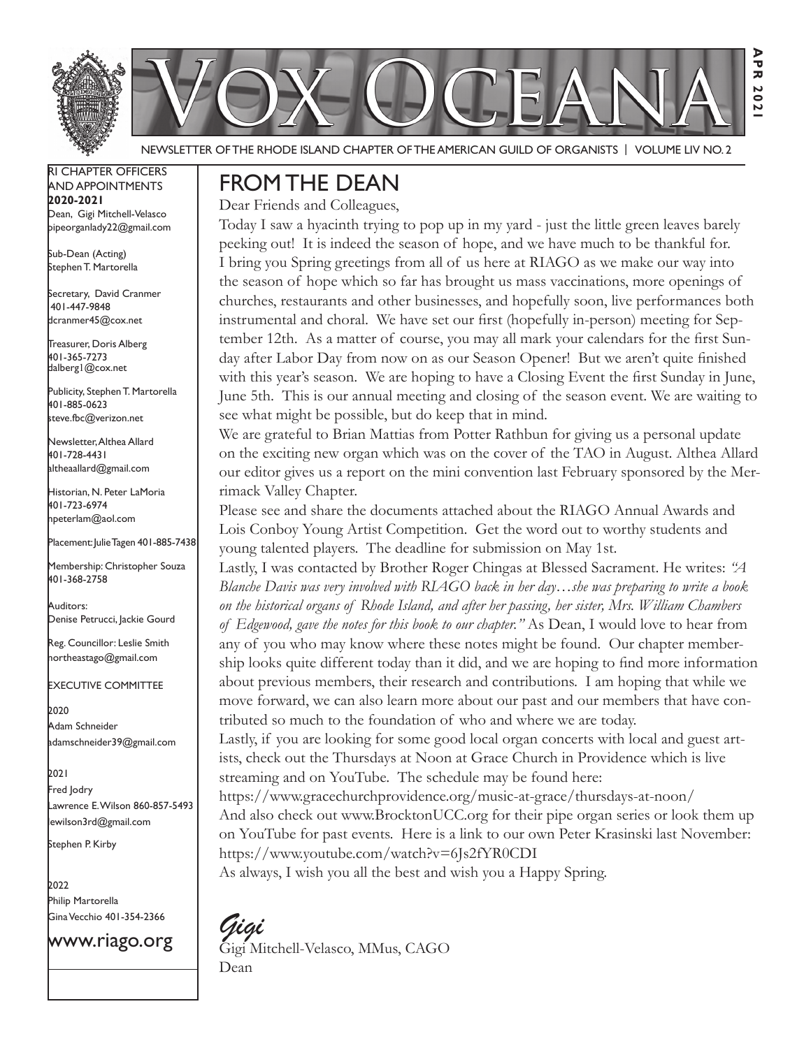# VOX OCEANA

NEWSLETTER OF THE RHODE ISLAND CHAPTER OF THE AMERICAN GUILD OF ORGANISTS | VOLUME LIV NO. 2

APR 2021

RI CHAPTER OFFICERS AND APPOINTMENTS
**2020-2021**

Dean, Gigi Mitchell-Velasco
pipeorganlady22@gmail.com

Sub-Dean (Acting)
Stephen T. Martorella

Secretary, David Cranmer
401-447-9848
dcranmer45@cox.net

Treasurer, Doris Alberg
401-365-7273
dalberg1@cox.net

Publicity, Stephen T. Martorella
401-885-0623
steve.fbc@verizon.net

Newsletter, Althea Allard
401-728-4431
altheaallard@gmail.com

Historian, N. Peter LaMoria
401-723-6974
npeterlam@aol.com

Placement: Julie Tagen 401-885-7438

Membership: Christopher Souza
401-368-2758

Auditors:
Denise Petrucci, Jackie Gourd

Reg. Councillor: Leslie Smith
northeastago@gmail.com

EXECUTIVE COMMITTEE

2020
Adam Schneider
adamschneider39@gmail.com

2021
Fred Jodry
Lawrence E. Wilson 860-857-5493
lewilson3rd@gmail.com
Stephen P. Kirby

2022
Philip Martorella
Gina Vecchio 401-354-2366

www.riago.org

## FROM THE DEAN

Dear Friends and Colleagues,

Today I saw a hyacinth trying to pop up in my yard - just the little green leaves barely peeking out! It is indeed the season of hope, and we have much to be thankful for. I bring you Spring greetings from all of us here at RIAGO as we make our way into the season of hope which so far has brought us mass vaccinations, more openings of churches, restaurants and other businesses, and hopefully soon, live performances both instrumental and choral. We have set our first (hopefully in-person) meeting for September 12th. As a matter of course, you may all mark your calendars for the first Sunday after Labor Day from now on as our Season Opener! But we aren't quite finished with this year's season. We are hoping to have a Closing Event the first Sunday in June, June 5th. This is our annual meeting and closing of the season event. We are waiting to see what might be possible, but do keep that in mind.

We are grateful to Brian Mattias from Potter Rathbun for giving us a personal update on the exciting new organ which was on the cover of the TAO in August. Althea Allard our editor gives us a report on the mini convention last February sponsored by the Merrimack Valley Chapter.

Please see and share the documents attached about the RIAGO Annual Awards and Lois Conboy Young Artist Competition. Get the word out to worthy students and young talented players. The deadline for submission on May 1st.

Lastly, I was contacted by Brother Roger Chingas at Blessed Sacrament. He writes: *"A Blanche Davis was very involved with RIAGO back in her day…she was preparing to write a book on the historical organs of Rhode Island, and after her passing, her sister, Mrs. William Chambers of Edgewood, gave the notes for this book to our chapter."* As Dean, I would love to hear from any of you who may know where these notes might be found. Our chapter membership looks quite different today than it did, and we are hoping to find more information about previous members, their research and contributions. I am hoping that while we move forward, we can also learn more about our past and our members that have contributed so much to the foundation of who and where we are today.

Lastly, if you are looking for some good local organ concerts with local and guest artists, check out the Thursdays at Noon at Grace Church in Providence which is live streaming and on YouTube. The schedule may be found here:
https://www.gracechurchprovidence.org/music-at-grace/thursdays-at-noon/
And also check out www.BrocktonUCC.org for their pipe organ series or look them up on YouTube for past events. Here is a link to our own Peter Krasinski last November:
https://www.youtube.com/watch?v=6Js2fYR0CDI

As always, I wish you all the best and wish you a Happy Spring.

*Gigi*
Gigi Mitchell-Velasco, MMus, CAGO
Dean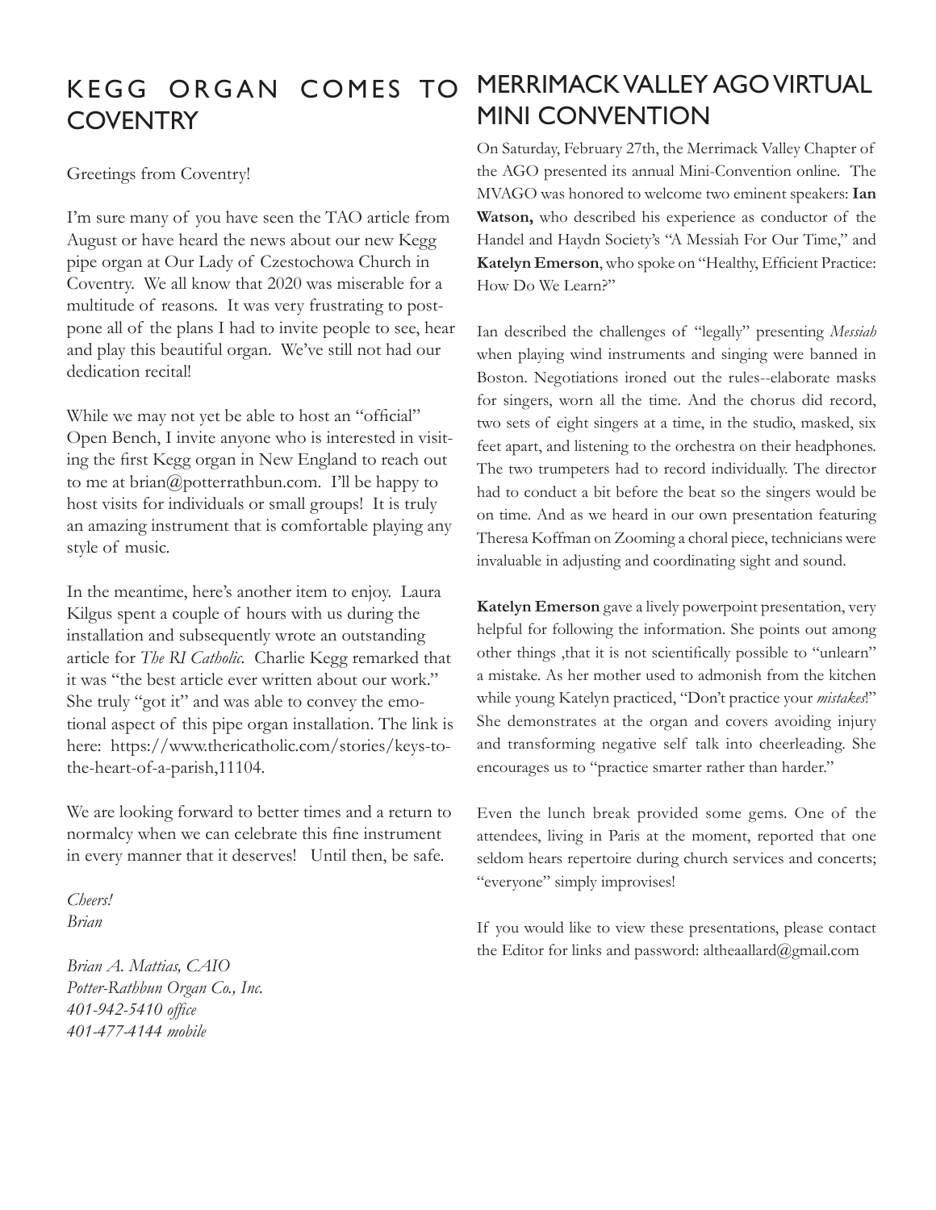## KEGG ORGAN COMES TO COVENTRY

Greetings from Coventry!

I'm sure many of you have seen the TAO article from August or have heard the news about our new Kegg pipe organ at Our Lady of Czestochowa Church in Coventry. We all know that 2020 was miserable for a multitude of reasons. It was very frustrating to postpone all of the plans I had to invite people to see, hear and play this beautiful organ. We've still not had our dedication recital!

While we may not yet be able to host an "official" Open Bench, I invite anyone who is interested in visiting the first Kegg organ in New England to reach out to me at brian@potterrathbun.com. I'll be happy to host visits for individuals or small groups! It is truly an amazing instrument that is comfortable playing any style of music.

In the meantime, here's another item to enjoy. Laura Kilgus spent a couple of hours with us during the installation and subsequently wrote an outstanding article for *The RI Catholic.* Charlie Kegg remarked that it was "the best article ever written about our work." She truly "got it" and was able to convey the emotional aspect of this pipe organ installation. The link is here: https://www.thericatholic.com/stories/keys-to-the-heart-of-a-parish,11104.

We are looking forward to better times and a return to normalcy when we can celebrate this fine instrument in every manner that it deserves! Until then, be safe.

*Cheers!*
*Brian*

*Brian A. Mattias, CAIO*
*Potter-Rathbun Organ Co., Inc.*
*401-942-5410 office*
*401-477-4144 mobile*

## MERRIMACK VALLEY AGO VIRTUAL MINI CONVENTION

On Saturday, February 27th, the Merrimack Valley Chapter of the AGO presented its annual Mini-Convention online. The MVAGO was honored to welcome two eminent speakers: **Ian Watson,** who described his experience as conductor of the Handel and Haydn Society's "A Messiah For Our Time," and **Katelyn Emerson**, who spoke on "Healthy, Efficient Practice: How Do We Learn?"

Ian described the challenges of "legally" presenting *Messiah* when playing wind instruments and singing were banned in Boston. Negotiations ironed out the rules--elaborate masks for singers, worn all the time. And the chorus did record, two sets of eight singers at a time, in the studio, masked, six feet apart, and listening to the orchestra on their headphones. The two trumpeters had to record individually. The director had to conduct a bit before the beat so the singers would be on time. And as we heard in our own presentation featuring Theresa Koffman on Zooming a choral piece, technicians were invaluable in adjusting and coordinating sight and sound.

**Katelyn Emerson** gave a lively powerpoint presentation, very helpful for following the information. She points out among other things ,that it is not scientifically possible to "unlearn" a mistake. As her mother used to admonish from the kitchen while young Katelyn practiced, "Don't practice your *mistakes*!" She demonstrates at the organ and covers avoiding injury and transforming negative self talk into cheerleading. She encourages us to "practice smarter rather than harder."

Even the lunch break provided some gems. One of the attendees, living in Paris at the moment, reported that one seldom hears repertoire during church services and concerts; "everyone" simply improvises!

If you would like to view these presentations, please contact the Editor for links and password: altheaallard@gmail.com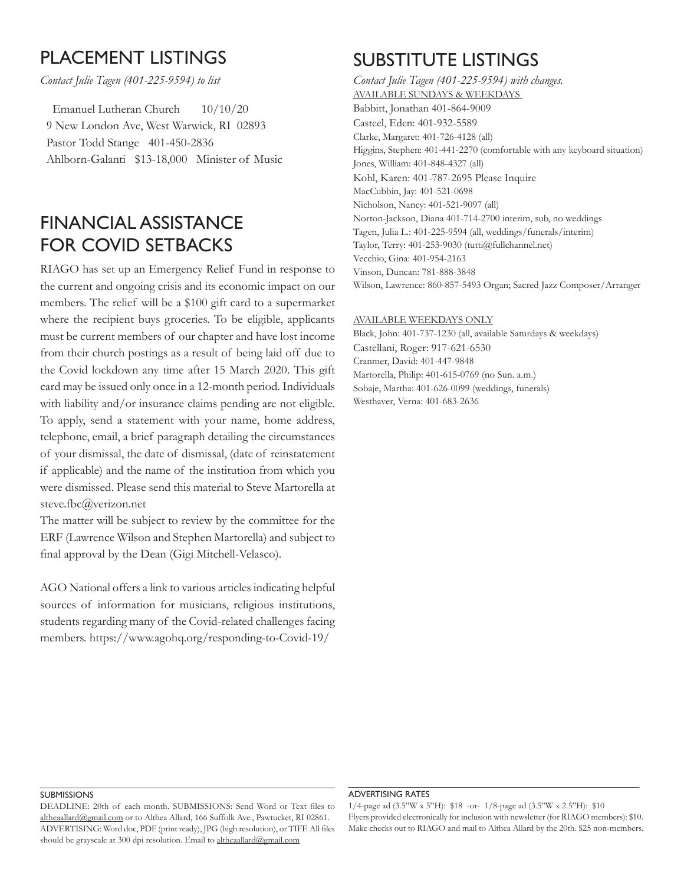## PLACEMENT LISTINGS

*Contact Julie Tagen (401-225-9594) to list*

Emanuel Lutheran Church 10/10/20
9 New London Ave, West Warwick, RI 02893
Pastor Todd Stange 401-450-2836
Ahlborn-Galanti $13-18,000 Minister of Music

## FINANCIAL ASSISTANCE FOR COVID SETBACKS

RIAGO has set up an Emergency Relief Fund in response to the current and ongoing crisis and its economic impact on our members. The relief will be a $100 gift card to a supermarket where the recipient buys groceries. To be eligible, applicants must be current members of our chapter and have lost income from their church postings as a result of being laid off due to the Covid lockdown any time after 15 March 2020. This gift card may be issued only once in a 12-month period. Individuals with liability and/or insurance claims pending are not eligible. To apply, send a statement with your name, home address, telephone, email, a brief paragraph detailing the circumstances of your dismissal, the date of dismissal, (date of reinstatement if applicable) and the name of the institution from which you were dismissed. Please send this material to Steve Martorella at steve.fbc@verizon.net

The matter will be subject to review by the committee for the ERF (Lawrence Wilson and Stephen Martorella) and subject to final approval by the Dean (Gigi Mitchell-Velasco).

AGO National offers a link to various articles indicating helpful sources of information for musicians, religious institutions, students regarding many of the Covid-related challenges facing members. https://www.agohq.org/responding-to-Covid-19/

## SUBSTITUTE LISTINGS

*Contact Julie Tagen (401-225-9594) with changes.*

AVAILABLE SUNDAYS & WEEKDAYS

Babbitt, Jonathan 401-864-9009
Casteel, Eden: 401-932-5589
Clarke, Margaret: 401-726-4128 (all)
Higgins, Stephen: 401-441-2270 (comfortable with any keyboard situation)
Jones, William: 401-848-4327 (all)
Kohl, Karen: 401-787-2695 Please Inquire
MacCubbin, Jay: 401-521-0698
Nicholson, Nancy: 401-521-9097 (all)
Norton-Jackson, Diana 401-714-2700 interim, sub, no weddings
Tagen, Julia L.: 401-225-9594 (all, weddings/funerals/interim)
Taylor, Terry: 401-253-9030 (tutti@fullchannel.net)
Vecchio, Gina: 401-954-2163
Vinson, Duncan: 781-888-3848
Wilson, Lawrence: 860-857-5493 Organ; Sacred Jazz Composer/Arranger

AVAILABLE WEEKDAYS ONLY

Black, John: 401-737-1230 (all, available Saturdays & weekdays)
Castellani, Roger: 917-621-6530
Cranmer, David: 401-447-9848
Martorella, Philip: 401-615-0769 (no Sun. a.m.)
Sobaje, Martha: 401-626-0099 (weddings, funerals)
Westhaver, Verna: 401-683-2636

SUBMISSIONS

DEADLINE: 20th of each month. SUBMISSIONS: Send Word or Text files to altheaallard@gmail.com or to Althea Allard, 166 Suffolk Ave., Pawtucket, RI 02861. ADVERTISING: Word doc, PDF (print ready), JPG (high resolution), or TIFF. All files should be grayscale at 300 dpi resolution. Email to altheaallard@gmail.com

ADVERTISING RATES

1/4-page ad (3.5"W x 5"H): $18 -or- 1/8-page ad (3.5"W x 2.5"H): $10
Flyers provided electronically for inclusion with newsletter (for RIAGO members): $10. Make checks out to RIAGO and mail to Althea Allard by the 20th. $25 non-members.